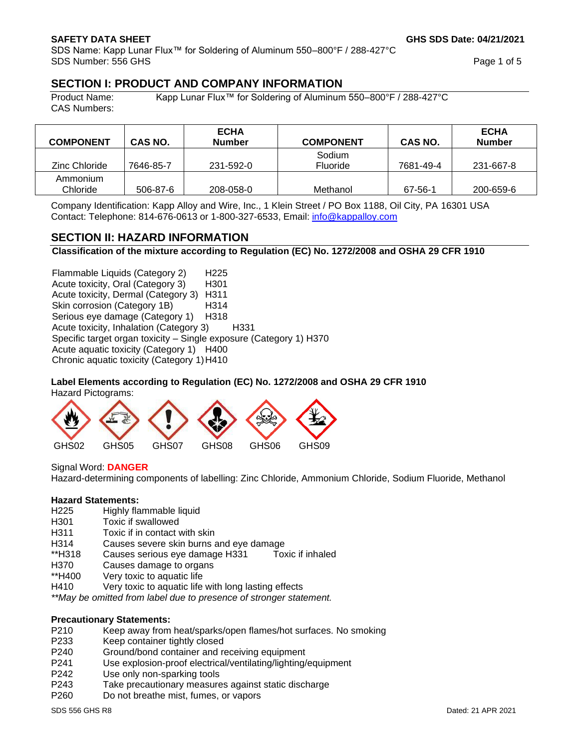**SAFETY DATA SHEET** **GHS SDS Date: 04/21/2021**

SDS Name: Kapp Lunar Flux™ for Soldering of Aluminum 550–800°F / 288-427°C
SDS Number: 556 GHS

## SECTION I: PRODUCT AND COMPANY INFORMATION

Product Name: Kapp Lunar Flux™ for Soldering of Aluminum 550–800°F / 288-427°C
CAS Numbers:

| COMPONENT | CAS NO. | ECHA Number | COMPONENT | CAS NO. | ECHA Number |
|---|---|---|---|---|---|
| Zinc Chloride | 7646-85-7 | 231-592-0 | Sodium Fluoride | 7681-49-4 | 231-667-8 |
| Ammonium Chloride | 506-87-6 | 208-058-0 | Methanol | 67-56-1 | 200-659-6 |

Company Identification: Kapp Alloy and Wire, Inc., 1 Klein Street / PO Box 1188, Oil City, PA 16301 USA
Contact: Telephone: 814-676-0613 or 1-800-327-6533, Email: info@kappalloy.com

## SECTION II: HAZARD INFORMATION

**Classification of the mixture according to Regulation (EC) No. 1272/2008 and OSHA 29 CFR 1910**

Flammable Liquids (Category 2) H225
Acute toxicity, Oral (Category 3) H301
Acute toxicity, Dermal (Category 3) H311
Skin corrosion (Category 1B) H314
Serious eye damage (Category 1) H318
Acute toxicity, Inhalation (Category 3) H331
Specific target organ toxicity – Single exposure (Category 1) H370
Acute aquatic toxicity (Category 1) H400
Chronic aquatic toxicity (Category 1) H410

**Label Elements according to Regulation (EC) No. 1272/2008 and OSHA 29 CFR 1910**

Hazard Pictograms:

GHS02 GHS05 GHS07 GHS08 GHS06 GHS09

Signal Word: **DANGER**

Hazard-determining components of labelling: Zinc Chloride, Ammonium Chloride, Sodium Fluoride, Methanol

**Hazard Statements:**

H225 Highly flammable liquid
H301 Toxic if swallowed
H311 Toxic if in contact with skin
H314 Causes severe skin burns and eye damage
**H318 Causes serious eye damage H331 Toxic if inhaled
H370 Causes damage to organs
**H400 Very toxic to aquatic life
H410 Very toxic to aquatic life with long lasting effects

*\*\*May be omitted from label due to presence of stronger statement.*

**Precautionary Statements:**

P210 Keep away from heat/sparks/open flames/hot surfaces. No smoking
P233 Keep container tightly closed
P240 Ground/bond container and receiving equipment
P241 Use explosion-proof electrical/ventilating/lighting/equipment
P242 Use only non-sparking tools
P243 Take precautionary measures against static discharge
P260 Do not breathe mist, fumes, or vapors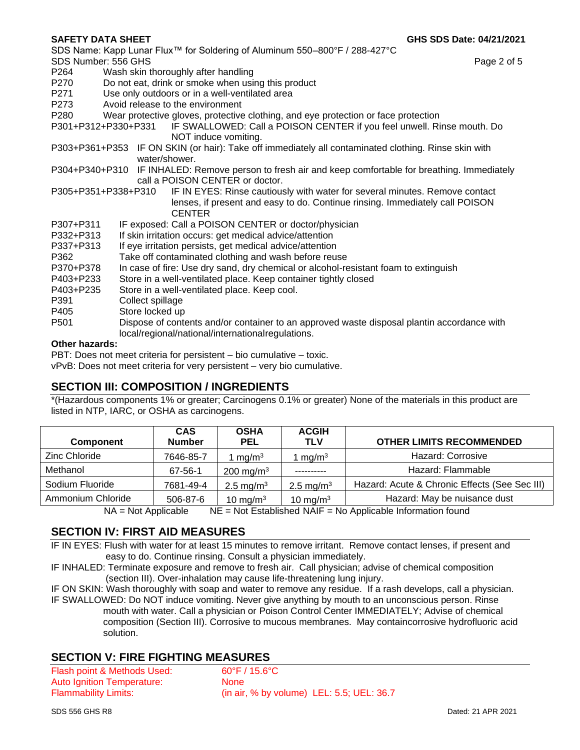P264 Wash skin thoroughly after handling
P270 Do not eat, drink or smoke when using this product
P271 Use only outdoors or in a well-ventilated area
P273 Avoid release to the environment
P280 Wear protective gloves, protective clothing, and eye protection or face protection
P301+P312+P330+P331 IF SWALLOWED: Call a POISON CENTER if you feel unwell. Rinse mouth. Do NOT induce vomiting.
P303+P361+P353 IF ON SKIN (or hair): Take off immediately all contaminated clothing. Rinse skin with water/shower.
P304+P340+P310 IF INHALED: Remove person to fresh air and keep comfortable for breathing. Immediately call a POISON CENTER or doctor.
P305+P351+P338+P310 IF IN EYES: Rinse cautiously with water for several minutes. Remove contact lenses, if present and easy to do. Continue rinsing. Immediately call POISON CENTER
P307+P311 IF exposed: Call a POISON CENTER or doctor/physician
P332+P313 If skin irritation occurs: get medical advice/attention
P337+P313 If eye irritation persists, get medical advice/attention
P362 Take off contaminated clothing and wash before reuse
P370+P378 In case of fire: Use dry sand, dry chemical or alcohol-resistant foam to extinguish
P403+P233 Store in a well-ventilated place. Keep container tightly closed
P403+P235 Store in a well-ventilated place. Keep cool.
P391 Collect spillage
P405 Store locked up
P501 Dispose of contents and/or container to an approved waste disposal plantin accordance with local/regional/national/internationalregulations.

**Other hazards:**

PBT: Does not meet criteria for persistent – bio cumulative – toxic.
vPvB: Does not meet criteria for very persistent – very bio cumulative.

## SECTION III: COMPOSITION / INGREDIENTS

*(Hazardous components 1% or greater; Carcinogens 0.1% or greater) None of the materials in this product are listed in NTP, IARC, or OSHA as carcinogens.

| Component | CAS Number | OSHA PEL | ACGIH TLV | OTHER LIMITS RECOMMENDED |
|---|---|---|---|---|
| Zinc Chloride | 7646-85-7 | 1 mg/m$^3$ | 1 mg/m$^3$ | Hazard: Corrosive |
| Methanol | 67-56-1 | 200 mg/m$^3$ | ---------- | Hazard: Flammable |
| Sodium Fluoride | 7681-49-4 | 2.5 mg/m$^3$ | 2.5 mg/m$^3$ | Hazard: Acute & Chronic Effects (See Sec III) |
| Ammonium Chloride | 506-87-6 | 10 mg/m$^3$ | 10 mg/m$^3$ | Hazard: May be nuisance dust |

NA = Not Applicable NE = Not Established NAIF = No Applicable Information found

## SECTION IV: FIRST AID MEASURES

IF IN EYES: Flush with water for at least 15 minutes to remove irritant. Remove contact lenses, if present and easy to do. Continue rinsing. Consult a physician immediately.

IF INHALED: Terminate exposure and remove to fresh air. Call physician; advise of chemical composition (section III). Over-inhalation may cause life-threatening lung injury.

IF ON SKIN: Wash thoroughly with soap and water to remove any residue. If a rash develops, call a physician.

IF SWALLOWED: Do NOT induce vomiting. Never give anything by mouth to an unconscious person. Rinse mouth with water. Call a physician or Poison Control Center IMMEDIATELY; Advise of chemical composition (Section III). Corrosive to mucous membranes. May containcorrosive hydrofluoric acid solution.

## SECTION V: FIRE FIGHTING MEASURES

| | |
|---|---|
| Flash point & Methods Used: | 60°F / 15.6°C |
| Auto Ignition Temperature: | None |
| Flammability Limits: | (in air, % by volume) LEL: 5.5; UEL: 36.7 |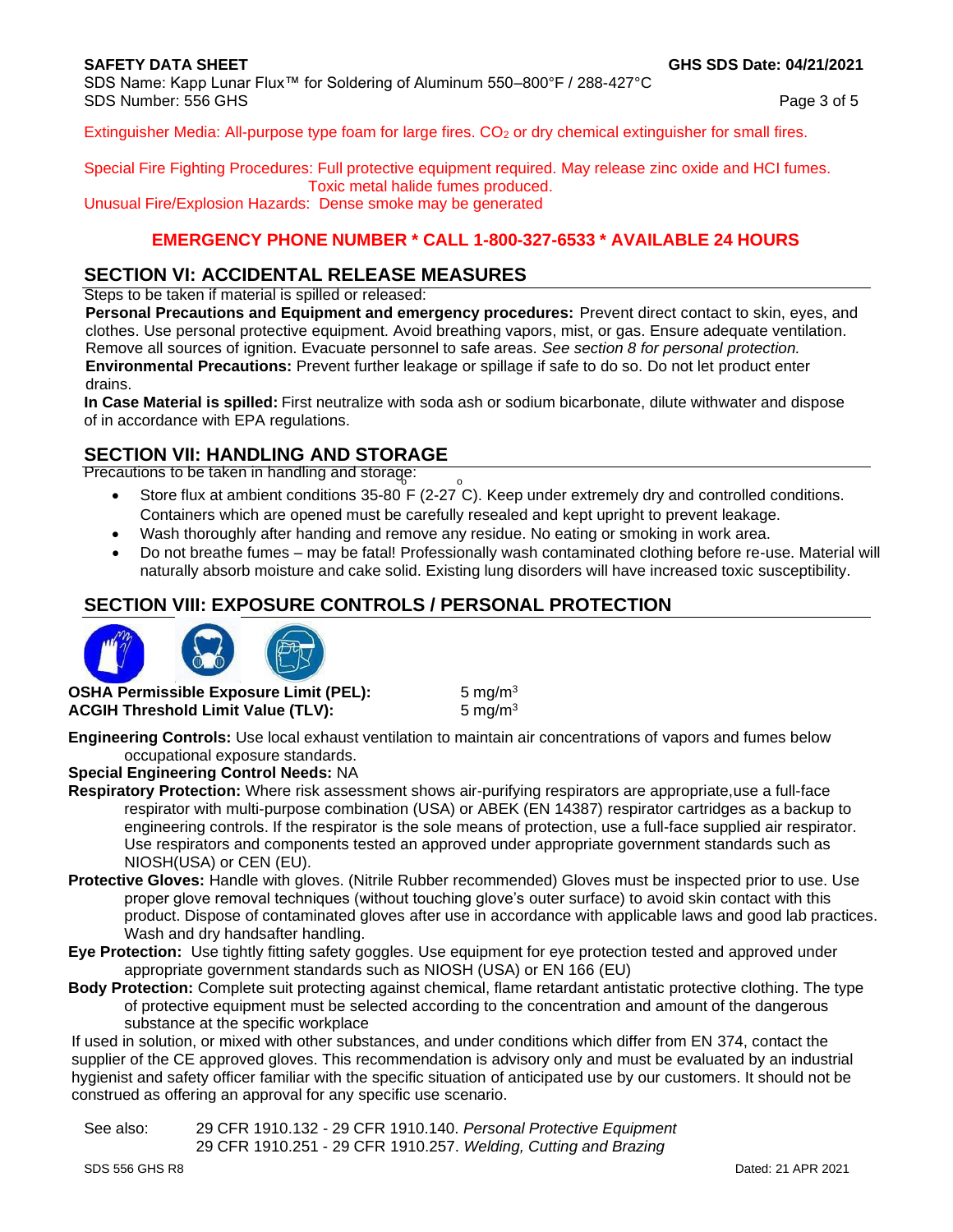Extinguisher Media: All-purpose type foam for large fires. $CO_2$ or dry chemical extinguisher for small fires.

Special Fire Fighting Procedures: Full protective equipment required. May release zinc oxide and HCl fumes. Toxic metal halide fumes produced.

Unusual Fire/Explosion Hazards: Dense smoke may be generated

**EMERGENCY PHONE NUMBER * CALL 1-800-327-6533 * AVAILABLE 24 HOURS**

## SECTION VI: ACCIDENTAL RELEASE MEASURES

Steps to be taken if material is spilled or released:

**Personal Precautions and Equipment and emergency procedures:** Prevent direct contact to skin, eyes, and clothes. Use personal protective equipment. Avoid breathing vapors, mist, or gas. Ensure adequate ventilation. Remove all sources of ignition. Evacuate personnel to safe areas. *See section 8 for personal protection.*

**Environmental Precautions:** Prevent further leakage or spillage if safe to do so. Do not let product enter drains.

**In Case Material is spilled:** First neutralize with soda ash or sodium bicarbonate, dilute withwater and dispose of in accordance with EPA regulations.

## SECTION VII: HANDLING AND STORAGE

Precautions to be taken in handling and storage:

- Store flux at ambient conditions 35-80 °F (2-27 °C). Keep under extremely dry and controlled conditions. Containers which are opened must be carefully resealed and kept upright to prevent leakage.
- Wash thoroughly after handing and remove any residue. No eating or smoking in work area.
- Do not breathe fumes – may be fatal! Professionally wash contaminated clothing before re-use. Material will naturally absorb moisture and cake solid. Existing lung disorders will have increased toxic susceptibility.

## SECTION VIII: EXPOSURE CONTROLS / PERSONAL PROTECTION

| | |
|---|---|
| **OSHA Permissible Exposure Limit (PEL):** | 5 $mg/m^3$ |
| **ACGIH Threshold Limit Value (TLV):** | 5 $mg/m^3$ |

**Engineering Controls:** Use local exhaust ventilation to maintain air concentrations of vapors and fumes below occupational exposure standards.

**Special Engineering Control Needs:** NA

**Respiratory Protection:** Where risk assessment shows air-purifying respirators are appropriate,use a full-face respirator with multi-purpose combination (USA) or ABEK (EN 14387) respirator cartridges as a backup to engineering controls. If the respirator is the sole means of protection, use a full-face supplied air respirator. Use respirators and components tested an approved under appropriate government standards such as NIOSH(USA) or CEN (EU).

**Protective Gloves:** Handle with gloves. (Nitrile Rubber recommended) Gloves must be inspected prior to use. Use proper glove removal techniques (without touching glove's outer surface) to avoid skin contact with this product. Dispose of contaminated gloves after use in accordance with applicable laws and good lab practices. Wash and dry handsafter handling.

**Eye Protection:** Use tightly fitting safety goggles. Use equipment for eye protection tested and approved under appropriate government standards such as NIOSH (USA) or EN 166 (EU)

**Body Protection:** Complete suit protecting against chemical, flame retardant antistatic protective clothing. The type of protective equipment must be selected according to the concentration and amount of the dangerous substance at the specific workplace

If used in solution, or mixed with other substances, and under conditions which differ from EN 374, contact the supplier of the CE approved gloves. This recommendation is advisory only and must be evaluated by an industrial hygienist and safety officer familiar with the specific situation of anticipated use by our customers. It should not be construed as offering an approval for any specific use scenario.

See also: 29 CFR 1910.132 - 29 CFR 1910.140. *Personal Protective Equipment*
29 CFR 1910.251 - 29 CFR 1910.257. *Welding, Cutting and Brazing*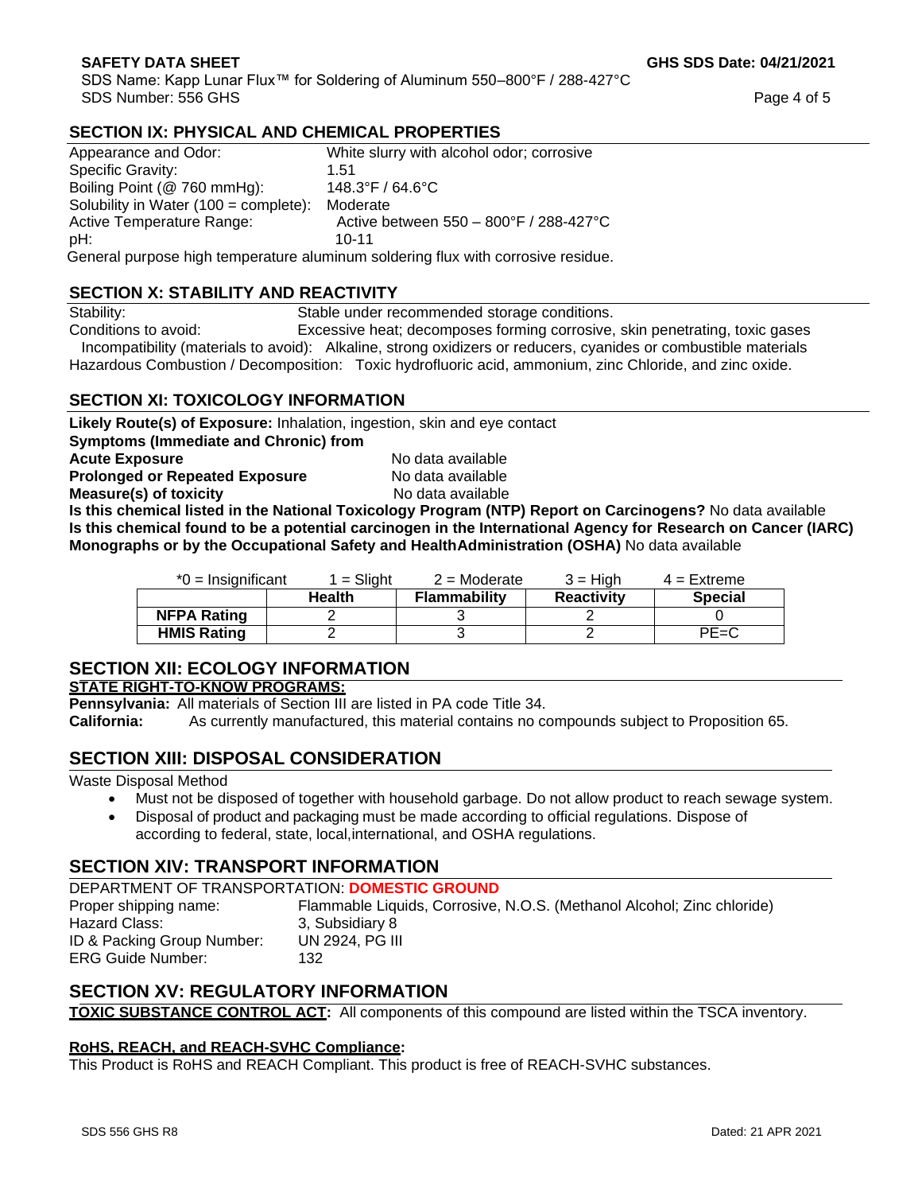## SECTION IX: PHYSICAL AND CHEMICAL PROPERTIES

Appearance and Odor: White slurry with alcohol odor; corrosive
Specific Gravity: 1.51
Boiling Point (@ 760 mmHg): 148.3°F / 64.6°C
Solubility in Water (100 = complete): Moderate
Active Temperature Range: Active between 550 – 800°F / 288-427°C
pH: 10-11

General purpose high temperature aluminum soldering flux with corrosive residue.

## SECTION X: STABILITY AND REACTIVITY

Stability: Stable under recommended storage conditions.
Conditions to avoid: Excessive heat; decomposes forming corrosive, skin penetrating, toxic gases
Incompatibility (materials to avoid): Alkaline, strong oxidizers or reducers, cyanides or combustible materials
Hazardous Combustion / Decomposition: Toxic hydrofluoric acid, ammonium, zinc Chloride, and zinc oxide.

## SECTION XI: TOXICOLOGY INFORMATION

**Likely Route(s) of Exposure:** Inhalation, ingestion, skin and eye contact
**Symptoms (Immediate and Chronic) from**
**Acute Exposure** No data available
**Prolonged or Repeated Exposure** No data available
**Measure(s) of toxicity** No data available
**Is this chemical listed in the National Toxicology Program (NTP) Report on Carcinogens?** No data available
**Is this chemical found to be a potential carcinogen in the International Agency for Research on Cancer (IARC) Monographs or by the Occupational Safety and HealthAdministration (OSHA)** No data available

*0 = Insignificant 1 = Slight 2 = Moderate 3 = High 4 = Extreme

| | Health | Flammability | Reactivity | Special |
|---|---|---|---|---|
| **NFPA Rating** | 2 | 3 | 2 | 0 |
| **HMIS Rating** | 2 | 3 | 2 | PE=C |

## SECTION XII: ECOLOGY INFORMATION

**STATE RIGHT-TO-KNOW PROGRAMS:**

**Pennsylvania:** All materials of Section III are listed in PA code Title 34.
**California:** As currently manufactured, this material contains no compounds subject to Proposition 65.

## SECTION XIII: DISPOSAL CONSIDERATION

Waste Disposal Method

- Must not be disposed of together with household garbage. Do not allow product to reach sewage system.
- Disposal of product and packaging must be made according to official regulations. Dispose of according to federal, state, local,international, and OSHA regulations.

## SECTION XIV: TRANSPORT INFORMATION

DEPARTMENT OF TRANSPORTATION: **DOMESTIC GROUND**

Proper shipping name: Flammable Liquids, Corrosive, N.O.S. (Methanol Alcohol; Zinc chloride)
Hazard Class: 3, Subsidiary 8
ID & Packing Group Number: UN 2924, PG III
ERG Guide Number: 132

## SECTION XV: REGULATORY INFORMATION

**TOXIC SUBSTANCE CONTROL ACT:** All components of this compound are listed within the TSCA inventory.

**RoHS, REACH, and REACH-SVHC Compliance:**

This Product is RoHS and REACH Compliant. This product is free of REACH-SVHC substances.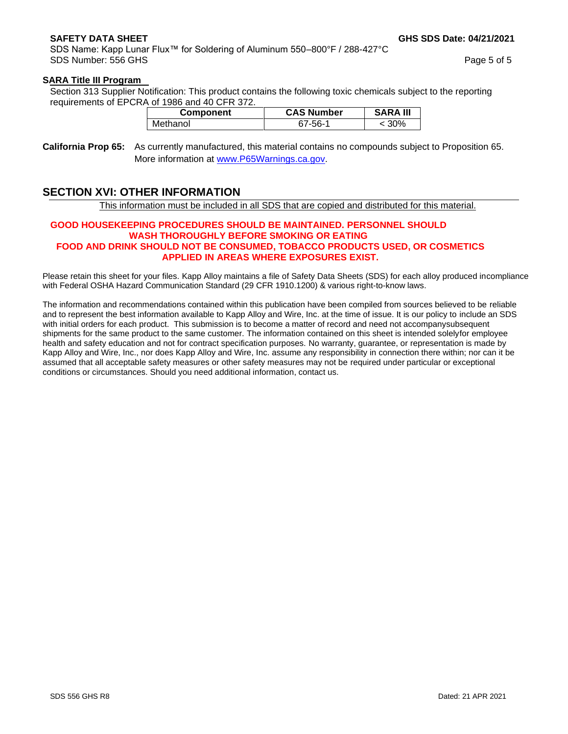**SARA Title III Program**

Section 313 Supplier Notification: This product contains the following toxic chemicals subject to the reporting requirements of EPCRA of 1986 and 40 CFR 372.

| Component | CAS Number | SARA III |
|---|---|---|
| Methanol | 67-56-1 | < 30% |

**California Prop 65:** As currently manufactured, this material contains no compounds subject to Proposition 65. More information at www.P65Warnings.ca.gov.

## SECTION XVI: OTHER INFORMATION

This information must be included in all SDS that are copied and distributed for this material.

**GOOD HOUSEKEEPING PROCEDURES SHOULD BE MAINTAINED. PERSONNEL SHOULD WASH THOROUGHLY BEFORE SMOKING OR EATING**
**FOOD AND DRINK SHOULD NOT BE CONSUMED, TOBACCO PRODUCTS USED, OR COSMETICS APPLIED IN AREAS WHERE EXPOSURES EXIST.**

Please retain this sheet for your files. Kapp Alloy maintains a file of Safety Data Sheets (SDS) for each alloy produced incompliance with Federal OSHA Hazard Communication Standard (29 CFR 1910.1200) & various right-to-know laws.

The information and recommendations contained within this publication have been compiled from sources believed to be reliable and to represent the best information available to Kapp Alloy and Wire, Inc. at the time of issue. It is our policy to include an SDS with initial orders for each product. This submission is to become a matter of record and need not accompanysubsequent shipments for the same product to the same customer. The information contained on this sheet is intended solelyfor employee health and safety education and not for contract specification purposes. No warranty, guarantee, or representation is made by Kapp Alloy and Wire, Inc., nor does Kapp Alloy and Wire, Inc. assume any responsibility in connection there within; nor can it be assumed that all acceptable safety measures or other safety measures may not be required under particular or exceptional conditions or circumstances. Should you need additional information, contact us.